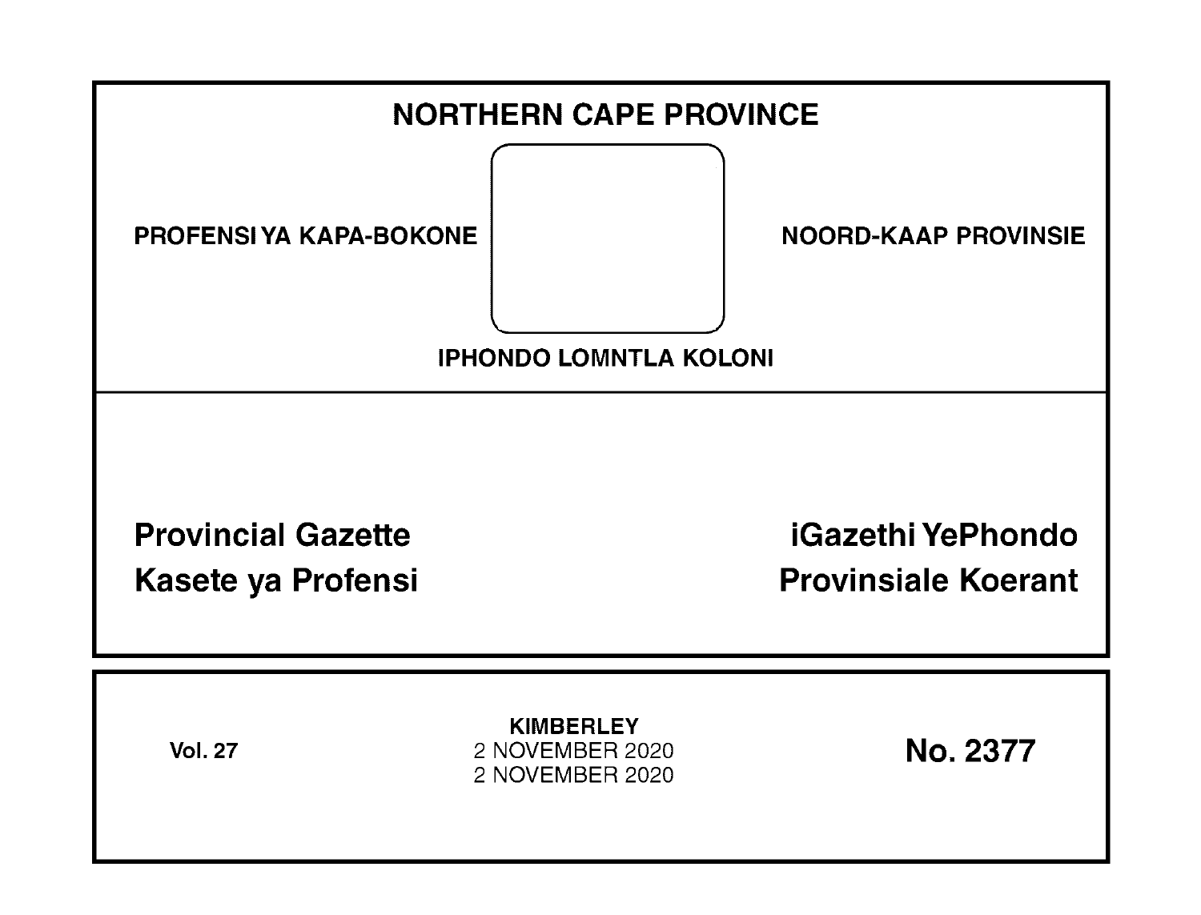# NORTHERN CAPE PROVINCE

**PROFENSI YA KAPA-BOKONE**

**NOORD-KAAP PROVINSIE**

**IPHONDO LOMNTLA KOLONI**

## Provincial Gazette
## Kasete ya Profensi

## iGazethi YePhondo
## Provinsiale Koerant

**Vol. 27**

**KIMBERLEY**
2 NOVEMBER 2020
2 NOVEMBER 2020

**No. 2377**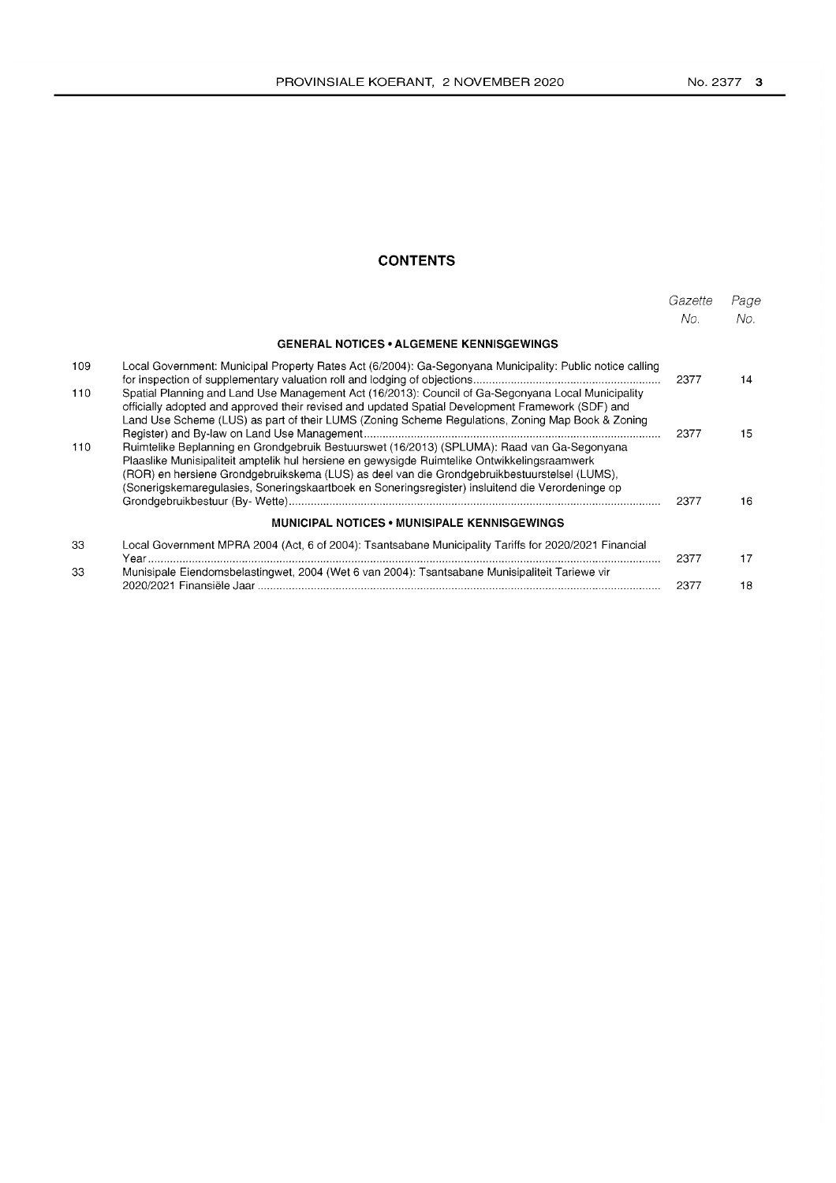# CONTENTS

| | | Gazette No. | Page No. |
|---|---|---|---|
| | **GENERAL NOTICES • ALGEMENE KENNISGEWINGS** | | |
| 109 | Local Government: Municipal Property Rates Act (6/2004): Ga-Segonyana Municipality: Public notice calling for inspection of supplementary valuation roll and lodging of objections | 2377 | 14 |
| 110 | Spatial Planning and Land Use Management Act (16/2013): Council of Ga-Segonyana Local Municipality officially adopted and approved their revised and updated Spatial Development Framework (SDF) and Land Use Scheme (LUS) as part of their LUMS (Zoning Scheme Regulations, Zoning Map Book & Zoning Register) and By-law on Land Use Management | 2377 | 15 |
| 110 | Ruimtelike Beplanning en Grondgebruik Bestuurswet (16/2013) (SPLUMA): Raad van Ga-Segonyana Plaaslike Munisipaliteit amptelik hul hersiene en gewysigde Ruimtelike Ontwikkelingsraamwerk (ROR) en hersiene Grondgebruikskema (LUS) as deel van die Grondgebruikbestuurstelsel (LUMS), (Sonerigskemaregulasies, Soneringskaartboek en Soneringsregister) insluitend die Verordeninge op Grondgebruikbestuur (By- Wette) | 2377 | 16 |
| | **MUNICIPAL NOTICES • MUNISIPALE KENNISGEWINGS** | | |
| 33 | Local Government MPRA 2004 (Act, 6 of 2004): Tsantsabane Municipality Tariffs for 2020/2021 Financial Year | 2377 | 17 |
| 33 | Munisipale Eiendomsbelastingwet, 2004 (Wet 6 van 2004): Tsantsabane Munisipaliteit Tariewe vir 2020/2021 Finansiële Jaar | 2377 | 18 |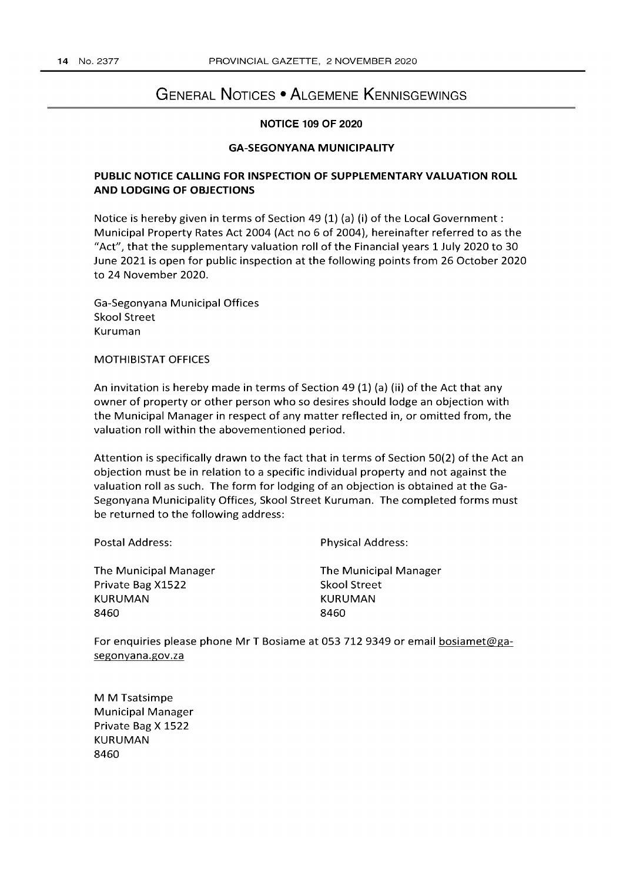# GENERAL NOTICES • ALGEMENE KENNISGEWINGS

**NOTICE 109 OF 2020**

**GA-SEGONYANA MUNICIPALITY**

**PUBLIC NOTICE CALLING FOR INSPECTION OF SUPPLEMENTARY VALUATION ROLL AND LODGING OF OBJECTIONS**

Notice is hereby given in terms of Section 49 (1) (a) (i) of the Local Government : Municipal Property Rates Act 2004 (Act no 6 of 2004), hereinafter referred to as the "Act", that the supplementary valuation roll of the Financial years 1 July 2020 to 30 June 2021 is open for public inspection at the following points from 26 October 2020 to 24 November 2020.

Ga-Segonyana Municipal Offices
Skool Street
Kuruman

MOTHIBISTAT OFFICES

An invitation is hereby made in terms of Section 49 (1) (a) (ii) of the Act that any owner of property or other person who so desires should lodge an objection with the Municipal Manager in respect of any matter reflected in, or omitted from, the valuation roll within the abovementioned period.

Attention is specifically drawn to the fact that in terms of Section 50(2) of the Act an objection must be in relation to a specific individual property and not against the valuation roll as such. The form for lodging of an objection is obtained at the Ga-Segonyana Municipality Offices, Skool Street Kuruman. The completed forms must be returned to the following address:

| Postal Address: | Physical Address: |
|---|---|
| The Municipal Manager | The Municipal Manager |
| Private Bag X1522 | Skool Street |
| KURUMAN | KURUMAN |
| 8460 | 8460 |

For enquiries please phone Mr T Bosiame at 053 712 9349 or email bosiamet@ga-segonyana.gov.za

M M Tsatsimpe
Municipal Manager
Private Bag X 1522
KURUMAN
8460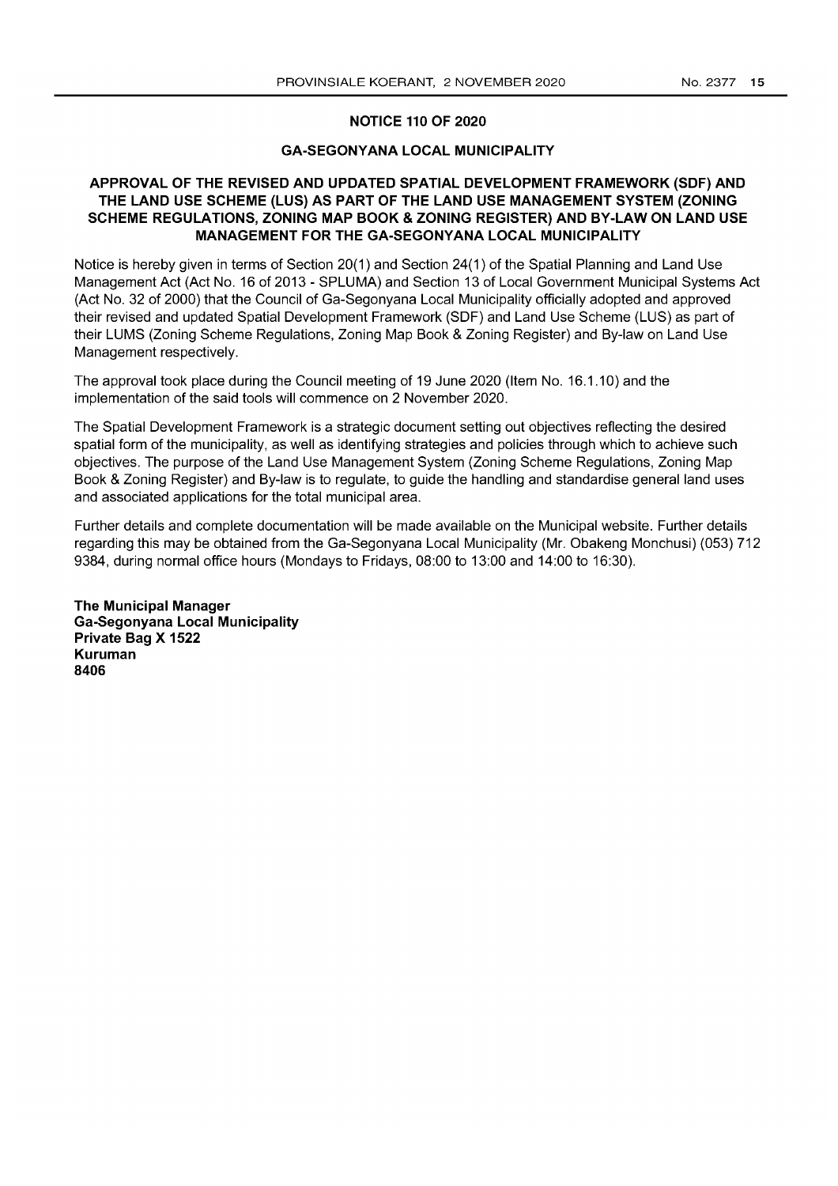## NOTICE 110 OF 2020

### GA-SEGONYANA LOCAL MUNICIPALITY

### APPROVAL OF THE REVISED AND UPDATED SPATIAL DEVELOPMENT FRAMEWORK (SDF) AND THE LAND USE SCHEME (LUS) AS PART OF THE LAND USE MANAGEMENT SYSTEM (ZONING SCHEME REGULATIONS, ZONING MAP BOOK & ZONING REGISTER) AND BY-LAW ON LAND USE MANAGEMENT FOR THE GA-SEGONYANA LOCAL MUNICIPALITY

Notice is hereby given in terms of Section 20(1) and Section 24(1) of the Spatial Planning and Land Use Management Act (Act No. 16 of 2013 - SPLUMA) and Section 13 of Local Government Municipal Systems Act (Act No. 32 of 2000) that the Council of Ga-Segonyana Local Municipality officially adopted and approved their revised and updated Spatial Development Framework (SDF) and Land Use Scheme (LUS) as part of their LUMS (Zoning Scheme Regulations, Zoning Map Book & Zoning Register) and By-law on Land Use Management respectively.

The approval took place during the Council meeting of 19 June 2020 (Item No. 16.1.10) and the implementation of the said tools will commence on 2 November 2020.

The Spatial Development Framework is a strategic document setting out objectives reflecting the desired spatial form of the municipality, as well as identifying strategies and policies through which to achieve such objectives. The purpose of the Land Use Management System (Zoning Scheme Regulations, Zoning Map Book & Zoning Register) and By-law is to regulate, to guide the handling and standardise general land uses and associated applications for the total municipal area.

Further details and complete documentation will be made available on the Municipal website. Further details regarding this may be obtained from the Ga-Segonyana Local Municipality (Mr. Obakeng Monchusi) (053) 712 9384, during normal office hours (Mondays to Fridays, 08:00 to 13:00 and 14:00 to 16:30).

**The Municipal Manager**
**Ga-Segonyana Local Municipality**
**Private Bag X 1522**
**Kuruman**
**8406**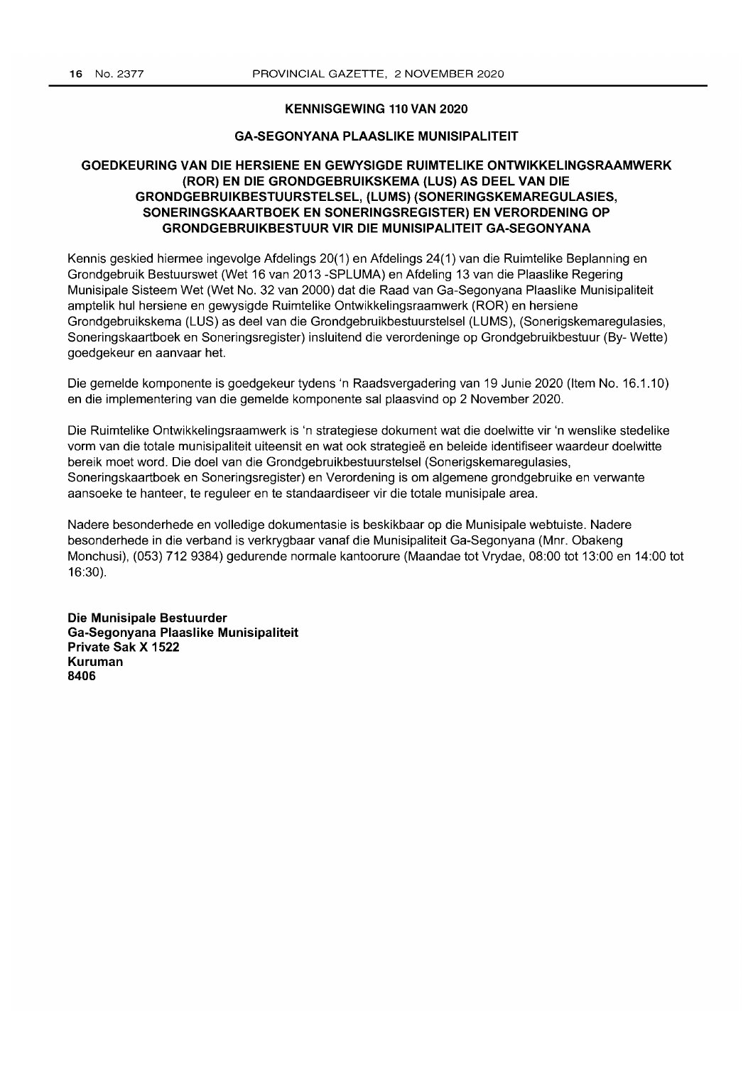## KENNISGEWING 110 VAN 2020

### GA-SEGONYANA PLAASLIKE MUNISIPALITEIT

### GOEDKEURING VAN DIE HERSIENE EN GEWYSIGDE RUIMTELIKE ONTWIKKELINGSRAAMWERK (ROR) EN DIE GRONDGEBRUIKSKEMA (LUS) AS DEEL VAN DIE GRONDGEBRUIKBESTUURSTELSEL, (LUMS) (SONERINGSKEMAREGULASIES, SONERINGSKAARTBOEK EN SONERINGSREGISTER) EN VERORDENING OP GRONDGEBRUIKBESTUUR VIR DIE MUNISIPALITEIT GA-SEGONYANA

Kennis geskied hiermee ingevolge Afdelings 20(1) en Afdelings 24(1) van die Ruimtelike Beplanning en Grondgebruik Bestuurswet (Wet 16 van 2013 -SPLUMA) en Afdeling 13 van die Plaaslike Regering Munisipale Sisteem Wet (Wet No. 32 van 2000) dat die Raad van Ga-Segonyana Plaaslike Munisipaliteit amptelik hul hersiene en gewysigde Ruimtelike Ontwikkelingsraamwerk (ROR) en hersiene Grondgebruikskema (LUS) as deel van die Grondgebruikbestuurstelsel (LUMS), (Sonerigskemaregulasies, Soneringskaartboek en Soneringsregister) insluitend die verordeninge op Grondgebruikbestuur (By- Wette) goedgekeur en aanvaar het.

Die gemelde komponente is goedgekeur tydens 'n Raadsvergadering van 19 Junie 2020 (Item No. 16.1.10) en die implementering van die gemelde komponente sal plaasvind op 2 November 2020.

Die Ruimtelike Ontwikkelingsraamwerk is 'n strategiese dokument wat die doelwitte vir 'n wenslike stedelike vorm van die totale munisipaliteit uiteensit en wat ook strategieë en beleide identifiseer waardeur doelwitte bereik moet word. Die doel van die Grondgebruikbestuurstelsel (Sonerigskemaregulasies, Soneringskaartboek en Soneringsregister) en Verordening is om algemene grondgebruike en verwante aansoeke te hanteer, te reguleer en te standaardiseer vir die totale munisipale area.

Nadere besonderhede en volledige dokumentasie is beskikbaar op die Munisipale webtuiste. Nadere besonderhede in die verband is verkrygbaar vanaf die Munisipaliteit Ga-Segonyana (Mnr. Obakeng Monchusi), (053) 712 9384) gedurende normale kantoorure (Maandae tot Vrydae, 08:00 tot 13:00 en 14:00 tot 16:30).

**Die Munisipale Bestuurder**
**Ga-Segonyana Plaaslike Munisipaliteit**
**Private Sak X 1522**
**Kuruman**
**8406**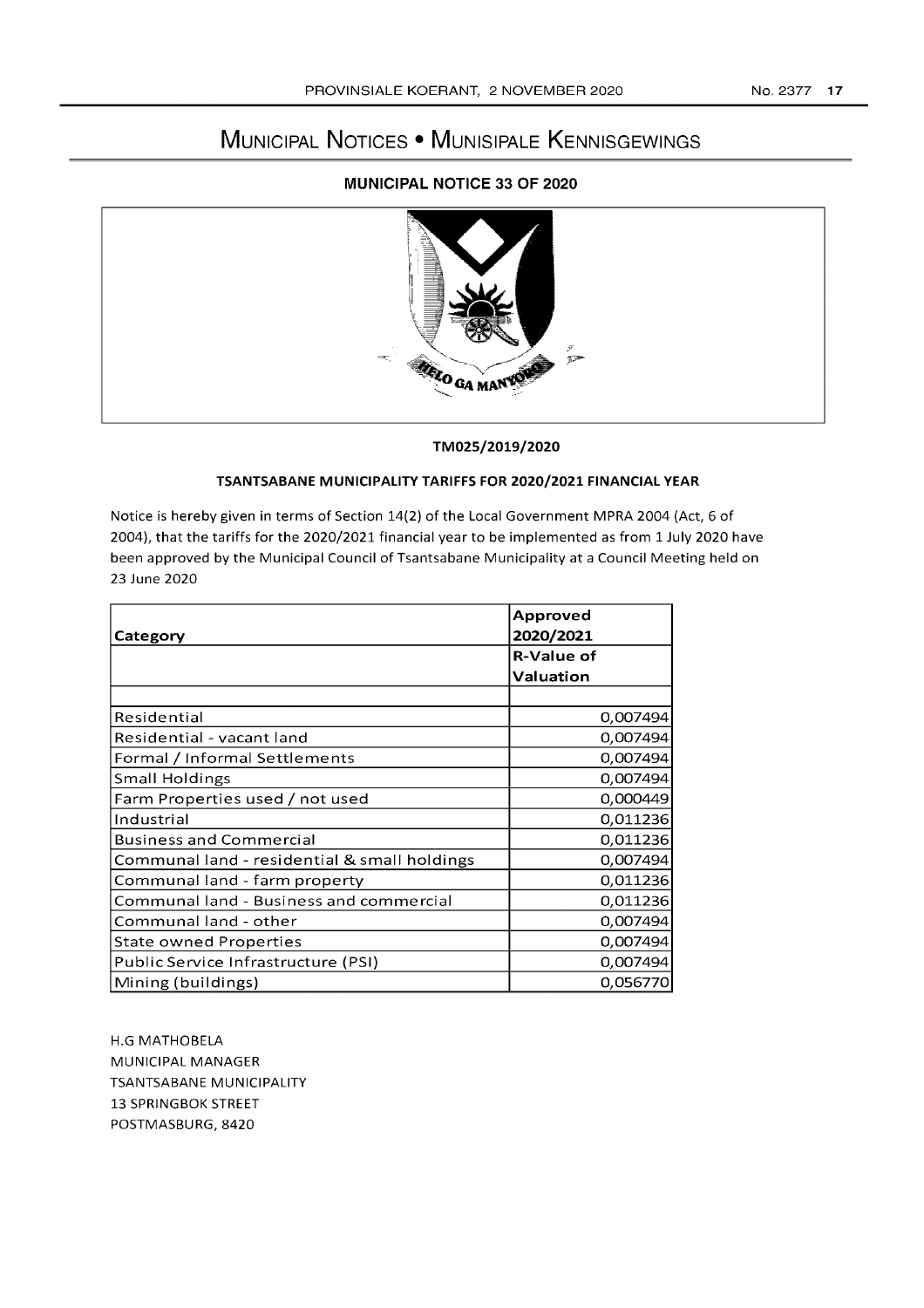# MUNICIPAL NOTICES • MUNISIPALE KENNISGEWINGS

## MUNICIPAL NOTICE 33 OF 2020

**TM025/2019/2020**

**TSANTSABANE MUNICIPALITY TARIFFS FOR 2020/2021 FINANCIAL YEAR**

Notice is hereby given in terms of Section 14(2) of the Local Government MPRA 2004 (Act, 6 of 2004), that the tariffs for the 2020/2021 financial year to be implemented as from 1 July 2020 have been approved by the Municipal Council of Tsantsabane Municipality at a Council Meeting held on 23 June 2020

| Category | Approved 2020/2021 |
|---|---|
| | R-Value of Valuation |
| | |
| Residential | 0,007494 |
| Residential - vacant land | 0,007494 |
| Formal / Informal Settlements | 0,007494 |
| Small Holdings | 0,007494 |
| Farm Properties used / not used | 0,000449 |
| Industrial | 0,011236 |
| Business and Commercial | 0,011236 |
| Communal land - residential & small holdings | 0,007494 |
| Communal land - farm property | 0,011236 |
| Communal land - Business and commercial | 0,011236 |
| Communal land - other | 0,007494 |
| State owned Properties | 0,007494 |
| Public Service Infrastructure (PSI) | 0,007494 |
| Mining (buildings) | 0,056770 |

H.G MATHOBELA
MUNICIPAL MANAGER
TSANTSABANE MUNICIPALITY
13 SPRINGBOK STREET
POSTMASBURG, 8420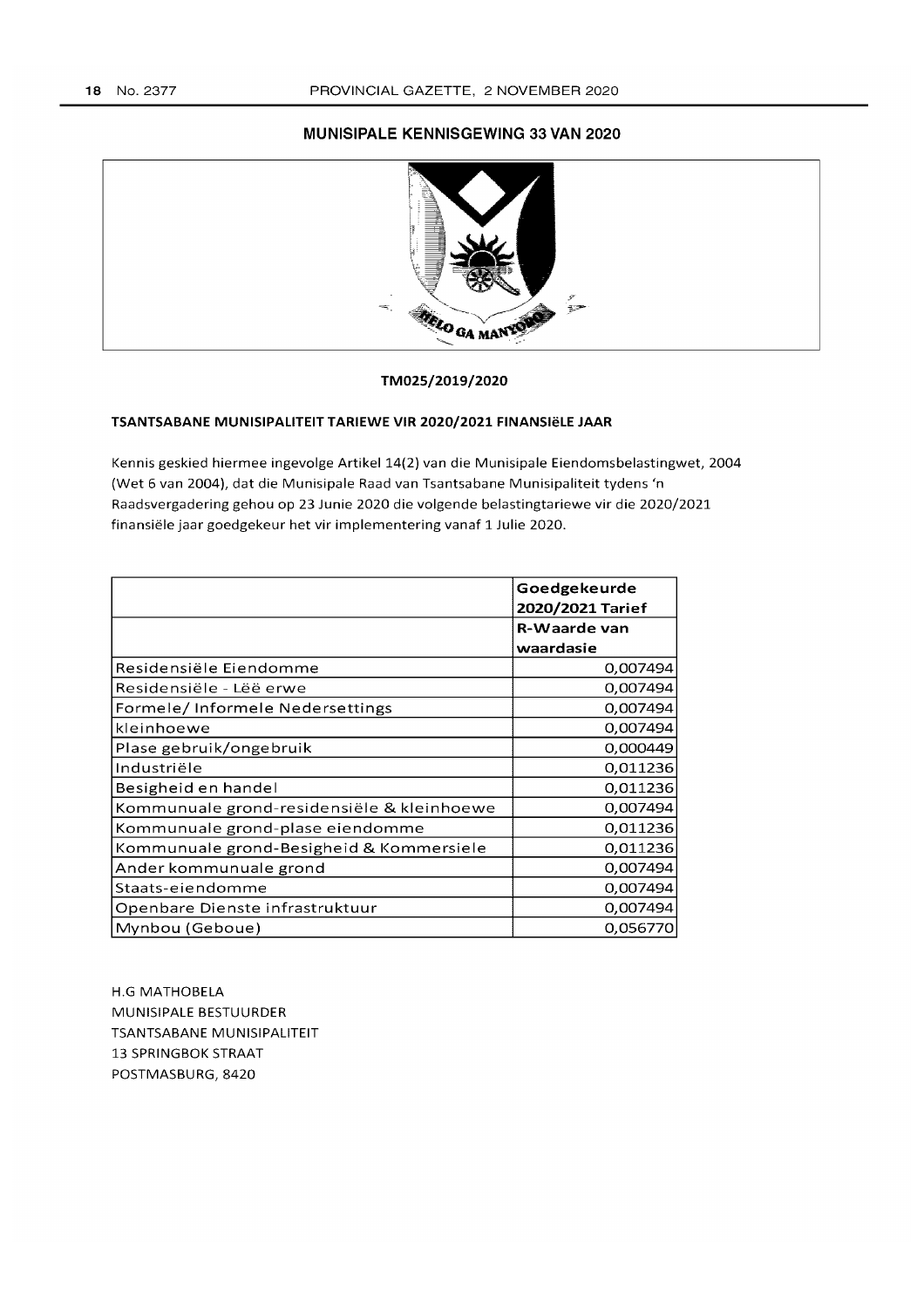## MUNISIPALE KENNISGEWING 33 VAN 2020

**TM025/2019/2020**

**TSANTSABANE MUNISIPALITEIT TARIEWE VIR 2020/2021 FINANSIëLE JAAR**

Kennis geskied hiermee ingevolge Artikel 14(2) van die Munisipale Eiendomsbelastingwet, 2004 (Wet 6 van 2004), dat die Munisipale Raad van Tsantsabane Munisipaliteit tydens 'n Raadsvergadering gehou op 23 Junie 2020 die volgende belastingtariewe vir die 2020/2021 finansiële jaar goedgekeur het vir implementering vanaf 1 Julie 2020.

| | Goedgekeurde 2020/2021 Tarief |
|---|---|
| | R-Waarde van waardasie |
| Residensiële Eiendomme | 0,007494 |
| Residensiële - Lëë erwe | 0,007494 |
| Formele/ Informele Nedersettings | 0,007494 |
| kleinhoewe | 0,007494 |
| Plase gebruik/ongebruik | 0,000449 |
| Industriële | 0,011236 |
| Besigheid en handel | 0,011236 |
| Kommunuale grond-residensiële & kleinhoewe | 0,007494 |
| Kommunuale grond-plase eiendomme | 0,011236 |
| Kommunuale grond-Besigheid & Kommersiele | 0,011236 |
| Ander kommunuale grond | 0,007494 |
| Staats-eiendomme | 0,007494 |
| Openbare Dienste infrastruktuur | 0,007494 |
| Mynbou (Geboue) | 0,056770 |

H.G MATHOBELA
MUNISIPALE BESTUURDER
TSANTSABANE MUNISIPALITEIT
13 SPRINGBOK STRAAT
POSTMASBURG, 8420